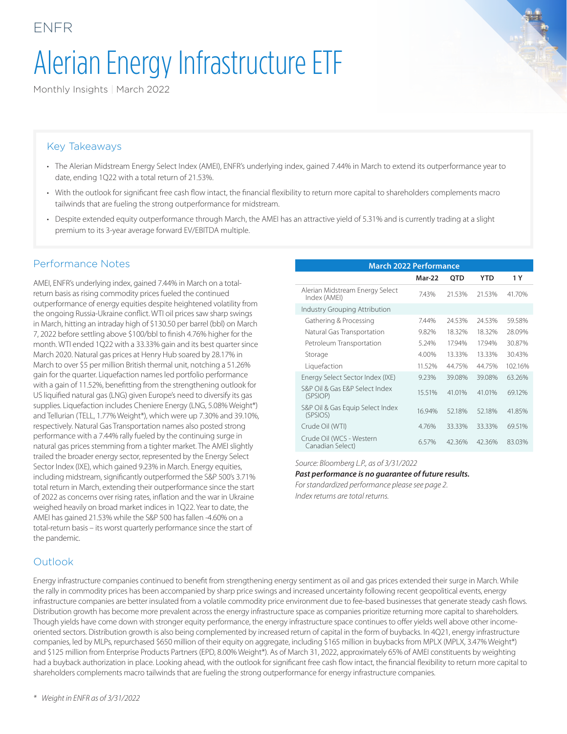ENFR

# Alerian Energy Infrastructure ETF

Monthly Insights | March 2022

## Key Takeaways

- The Alerian Midstream Energy Select Index (AMEI), ENFR's underlying index, gained 7.44% in March to extend its outperformance year to date, ending 1Q22 with a total return of 21.53%.
- With the outlook for significant free cash flow intact, the financial flexibility to return more capital to shareholders complements macro tailwinds that are fueling the strong outperformance for midstream.
- Despite extended equity outperformance through March, the AMEI has an attractive yield of 5.31% and is currently trading at a slight premium to its 3-year average forward EV/EBITDA multiple.

## Performance Notes

AMEI, ENFR's underlying index, gained 7.44% in March on a total-return basis as rising commodity prices fueled the continued outperformance of energy equities despite heightened volatility from the ongoing Russia-Ukraine conflict. WTI oil prices saw sharp swings in March, hitting an intraday high of $130.50 per barrel (bbl) on March 7, 2022 before settling above $100/bbl to finish 4.76% higher for the month. WTI ended 1Q22 with a 33.33% gain and its best quarter since March 2020. Natural gas prices at Henry Hub soared by 28.17% in March to over $5 per million British thermal unit, notching a 51.26% gain for the quarter. Liquefaction names led portfolio performance with a gain of 11.52%, benefitting from the strengthening outlook for US liquified natural gas (LNG) given Europe's need to diversify its gas supplies. Liquefaction includes Cheniere Energy (LNG, 5.08% Weight*) and Tellurian (TELL, 1.77% Weight*), which were up 7.30% and 39.10%, respectively. Natural Gas Transportation names also posted strong performance with a 7.44% rally fueled by the continuing surge in natural gas prices stemming from a tighter market. The AMEI slightly trailed the broader energy sector, represented by the Energy Select Sector Index (IXE), which gained 9.23% in March. Energy equities, including midstream, significantly outperformed the S&P 500's 3.71% total return in March, extending their outperformance since the start of 2022 as concerns over rising rates, inflation and the war in Ukraine weighed heavily on broad market indices in 1Q22. Year to date, the AMEI has gained 21.53% while the S&P 500 has fallen -4.60% on a total-return basis – its worst quarterly performance since the start of the pandemic.

| March 2022 Performance | Mar-22 | QTD | YTD | 1 Y |
|---|---|---|---|---|
| Alerian Midstream Energy Select Index (AMEI) | 7.43% | 21.53% | 21.53% | 41.70% |
| Industry Grouping Attribution | | | | |
| Gathering & Processing | 7.44% | 24.53% | 24.53% | 59.58% |
| Natural Gas Transportation | 9.82% | 18.32% | 18.32% | 28.09% |
| Petroleum Transportation | 5.24% | 17.94% | 17.94% | 30.87% |
| Storage | 4.00% | 13.33% | 13.33% | 30.43% |
| Liquefaction | 11.52% | 44.75% | 44.75% | 102.16% |
| Energy Select Sector Index (IXE) | 9.23% | 39.08% | 39.08% | 63.26% |
| S&P Oil & Gas E&P Select Index (SPSIOP) | 15.51% | 41.01% | 41.01% | 69.12% |
| S&P Oil & Gas Equip Select Index (SPSIOS) | 16.94% | 52.18% | 52.18% | 41.85% |
| Crude Oil (WTI) | 4.76% | 33.33% | 33.33% | 69.51% |
| Crude Oil (WCS - Western Canadian Select) | 6.57% | 42.36% | 42.36% | 83.03% |

*Source: Bloomberg L.P., as of 3/31/2022*

***Past performance is no guarantee of future results.***

*For standardized performance please see page 2.*

*Index returns are total returns.*

## Outlook

Energy infrastructure companies continued to benefit from strengthening energy sentiment as oil and gas prices extended their surge in March. While the rally in commodity prices has been accompanied by sharp price swings and increased uncertainty following recent geopolitical events, energy infrastructure companies are better insulated from a volatile commodity price environment due to fee-based businesses that generate steady cash flows. Distribution growth has become more prevalent across the energy infrastructure space as companies prioritize returning more capital to shareholders. Though yields have come down with stronger equity performance, the energy infrastructure space continues to offer yields well above other income-oriented sectors. Distribution growth is also being complemented by increased return of capital in the form of buybacks. In 4Q21, energy infrastructure companies, led by MLPs, repurchased $650 million of their equity on aggregate, including $165 million in buybacks from MPLX (MPLX, 3.47% Weight*) and $125 million from Enterprise Products Partners (EPD, 8.00% Weight*). As of March 31, 2022, approximately 65% of AMEI constituents by weighting had a buyback authorization in place. Looking ahead, with the outlook for significant free cash flow intact, the financial flexibility to return more capital to shareholders complements macro tailwinds that are fueling the strong outperformance for energy infrastructure companies.

\* *Weight in ENFR as of 3/31/2022*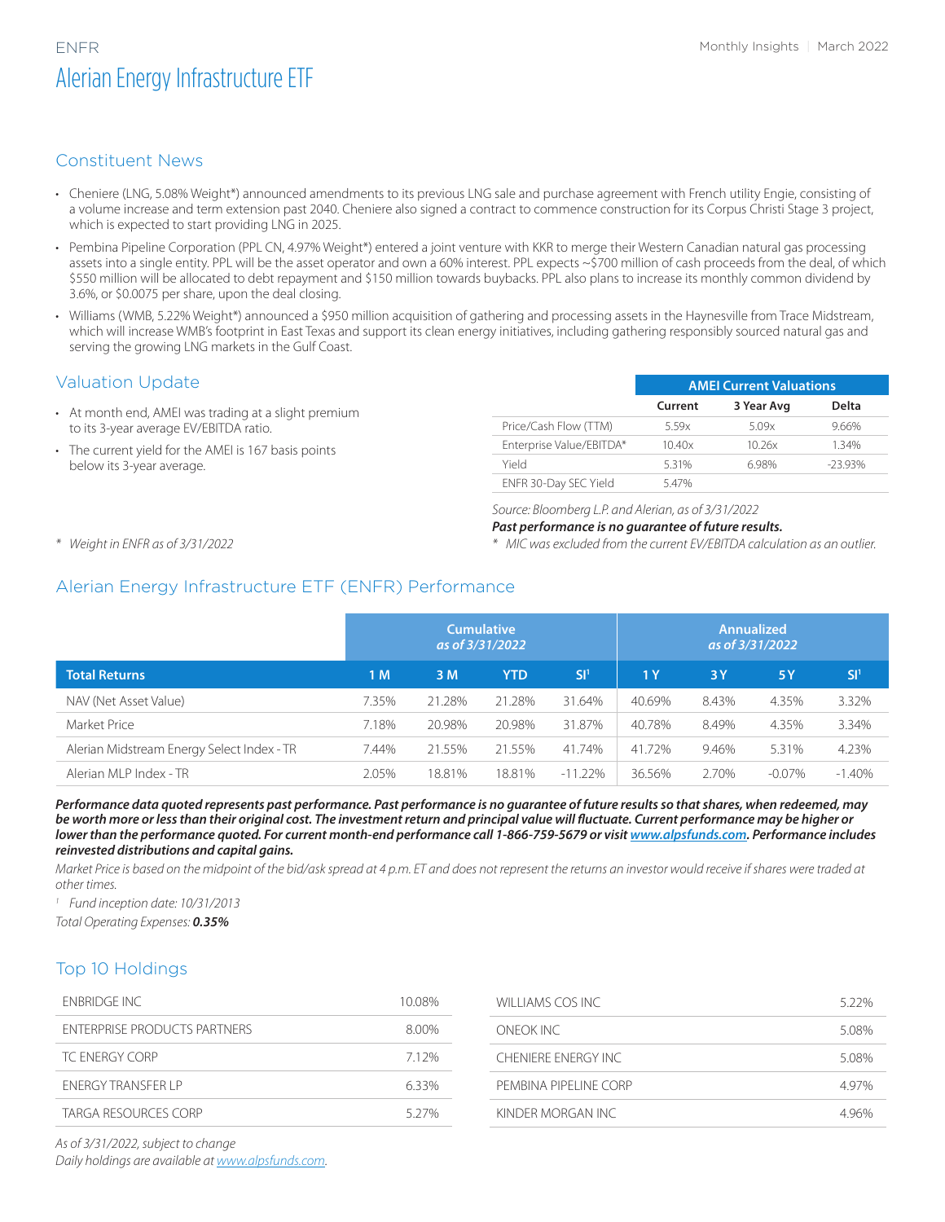ENFR

# Alerian Energy Infrastructure ETF

## Constituent News

- Cheniere (LNG, 5.08% Weight*) announced amendments to its previous LNG sale and purchase agreement with French utility Engie, consisting of a volume increase and term extension past 2040. Cheniere also signed a contract to commence construction for its Corpus Christi Stage 3 project, which is expected to start providing LNG in 2025.
- Pembina Pipeline Corporation (PPL CN, 4.97% Weight*) entered a joint venture with KKR to merge their Western Canadian natural gas processing assets into a single entity. PPL will be the asset operator and own a 60% interest. PPL expects ~$700 million of cash proceeds from the deal, of which $550 million will be allocated to debt repayment and $150 million towards buybacks. PPL also plans to increase its monthly common dividend by 3.6%, or $0.0075 per share, upon the deal closing.
- Williams (WMB, 5.22% Weight*) announced a $950 million acquisition of gathering and processing assets in the Haynesville from Trace Midstream, which will increase WMB's footprint in East Texas and support its clean energy initiatives, including gathering responsibly sourced natural gas and serving the growing LNG markets in the Gulf Coast.

## Valuation Update

- At month end, AMEI was trading at a slight premium to its 3-year average EV/EBITDA ratio.
- The current yield for the AMEI is 167 basis points below its 3-year average.

\* *Weight in ENFR as of 3/31/2022*

| AMEI Current Valuations | Current | 3 Year Avg | Delta |
|---|---|---|---|
| Price/Cash Flow (TTM) | 5.59x | 5.09x | 9.66% |
| Enterprise Value/EBITDA* | 10.40x | 10.26x | 1.34% |
| Yield | 5.31% | 6.98% | -23.93% |
| ENFR 30-Day SEC Yield | 5.47% | | |

*Source: Bloomberg L.P. and Alerian, as of 3/31/2022*

***Past performance is no guarantee of future results.***

\* *MIC was excluded from the current EV/EBITDA calculation as an outlier.*

## Alerian Energy Infrastructure ETF (ENFR) Performance

| | Cumulative *as of 3/31/2022* | | | | Annualized *as of 3/31/2022* | | | |
|---|---|---|---|---|---|---|---|---|
| **Total Returns** | **1 M** | **3 M** | **YTD** | **SI[1]** | **1 Y** | **3 Y** | **5 Y** | **SI[1]** |
| NAV (Net Asset Value) | 7.35% | 21.28% | 21.28% | 31.64% | 40.69% | 8.43% | 4.35% | 3.32% |
| Market Price | 7.18% | 20.98% | 20.98% | 31.87% | 40.78% | 8.49% | 4.35% | 3.34% |
| Alerian Midstream Energy Select Index - TR | 7.44% | 21.55% | 21.55% | 41.74% | 41.72% | 9.46% | 5.31% | 4.23% |
| Alerian MLP Index - TR | 2.05% | 18.81% | 18.81% | -11.22% | 36.56% | 2.70% | -0.07% | -1.40% |

***Performance data quoted represents past performance. Past performance is no guarantee of future results so that shares, when redeemed, may be worth more or less than their original cost. The investment return and principal value will fluctuate. Current performance may be higher or lower than the performance quoted. For current month-end performance call 1-866-759-5679 or visit www.alpsfunds.com. Performance includes reinvested distributions and capital gains.***

*Market Price is based on the midpoint of the bid/ask spread at 4 p.m. ET and does not represent the returns an investor would receive if shares were traded at other times.*

[1] *Fund inception date: 10/31/2013*

*Total Operating Expenses:* ***0.35%***

## Top 10 Holdings

| Holding | Weight |
|---|---|
| ENBRIDGE INC | 10.08% |
| ENTERPRISE PRODUCTS PARTNERS | 8.00% |
| TC ENERGY CORP | 7.12% |
| ENERGY TRANSFER LP | 6.33% |
| TARGA RESOURCES CORP | 5.27% |
| WILLIAMS COS INC | 5.22% |
| ONEOK INC | 5.08% |
| CHENIERE ENERGY INC | 5.08% |
| PEMBINA PIPELINE CORP | 4.97% |
| KINDER MORGAN INC | 4.96% |

*As of 3/31/2022, subject to change*

*Daily holdings are available at www.alpsfunds.com.*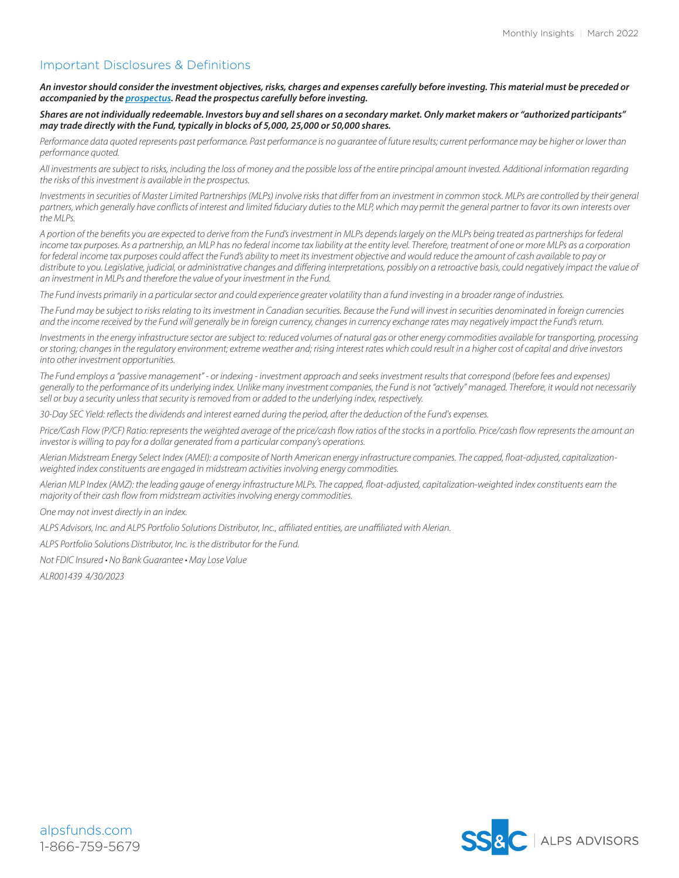## Important Disclosures & Definitions

***An investor should consider the investment objectives, risks, charges and expenses carefully before investing. This material must be preceded or accompanied by the prospectus. Read the prospectus carefully before investing.***

***Shares are not individually redeemable. Investors buy and sell shares on a secondary market. Only market makers or "authorized participants" may trade directly with the Fund, typically in blocks of 5,000, 25,000 or 50,000 shares.***

*Performance data quoted represents past performance. Past performance is no guarantee of future results; current performance may be higher or lower than performance quoted.*

*All investments are subject to risks, including the loss of money and the possible loss of the entire principal amount invested. Additional information regarding the risks of this investment is available in the prospectus.*

*Investments in securities of Master Limited Partnerships (MLPs) involve risks that differ from an investment in common stock. MLPs are controlled by their general partners, which generally have conflicts of interest and limited fiduciary duties to the MLP, which may permit the general partner to favor its own interests over the MLPs.*

*A portion of the benefits you are expected to derive from the Fund's investment in MLPs depends largely on the MLPs being treated as partnerships for federal income tax purposes. As a partnership, an MLP has no federal income tax liability at the entity level. Therefore, treatment of one or more MLPs as a corporation for federal income tax purposes could affect the Fund's ability to meet its investment objective and would reduce the amount of cash available to pay or distribute to you. Legislative, judicial, or administrative changes and differing interpretations, possibly on a retroactive basis, could negatively impact the value of an investment in MLPs and therefore the value of your investment in the Fund.*

*The Fund invests primarily in a particular sector and could experience greater volatility than a fund investing in a broader range of industries.*

*The Fund may be subject to risks relating to its investment in Canadian securities. Because the Fund will invest in securities denominated in foreign currencies and the income received by the Fund will generally be in foreign currency, changes in currency exchange rates may negatively impact the Fund's return.*

*Investments in the energy infrastructure sector are subject to: reduced volumes of natural gas or other energy commodities available for transporting, processing or storing; changes in the regulatory environment; extreme weather and; rising interest rates which could result in a higher cost of capital and drive investors into other investment opportunities.*

*The Fund employs a "passive management" - or indexing - investment approach and seeks investment results that correspond (before fees and expenses) generally to the performance of its underlying index. Unlike many investment companies, the Fund is not "actively" managed. Therefore, it would not necessarily sell or buy a security unless that security is removed from or added to the underlying index, respectively.*

*30-Day SEC Yield: reflects the dividends and interest earned during the period, after the deduction of the Fund's expenses.*

*Price/Cash Flow (P/CF) Ratio: represents the weighted average of the price/cash flow ratios of the stocks in a portfolio. Price/cash flow represents the amount an investor is willing to pay for a dollar generated from a particular company's operations.*

*Alerian Midstream Energy Select Index (AMEI): a composite of North American energy infrastructure companies. The capped, float-adjusted, capitalization-weighted index constituents are engaged in midstream activities involving energy commodities.*

*Alerian MLP Index (AMZ): the leading gauge of energy infrastructure MLPs. The capped, float-adjusted, capitalization-weighted index constituents earn the majority of their cash flow from midstream activities involving energy commodities.*

*One may not invest directly in an index.*

*ALPS Advisors, Inc. and ALPS Portfolio Solutions Distributor, Inc., affiliated entities, are unaffiliated with Alerian.*

*ALPS Portfolio Solutions Distributor, Inc. is the distributor for the Fund.*

*Not FDIC Insured • No Bank Guarantee • May Lose Value*

*ALR001439 4/30/2023*

alpsfunds.com
1-866-759-5679

SS&C | ALPS ADVISORS